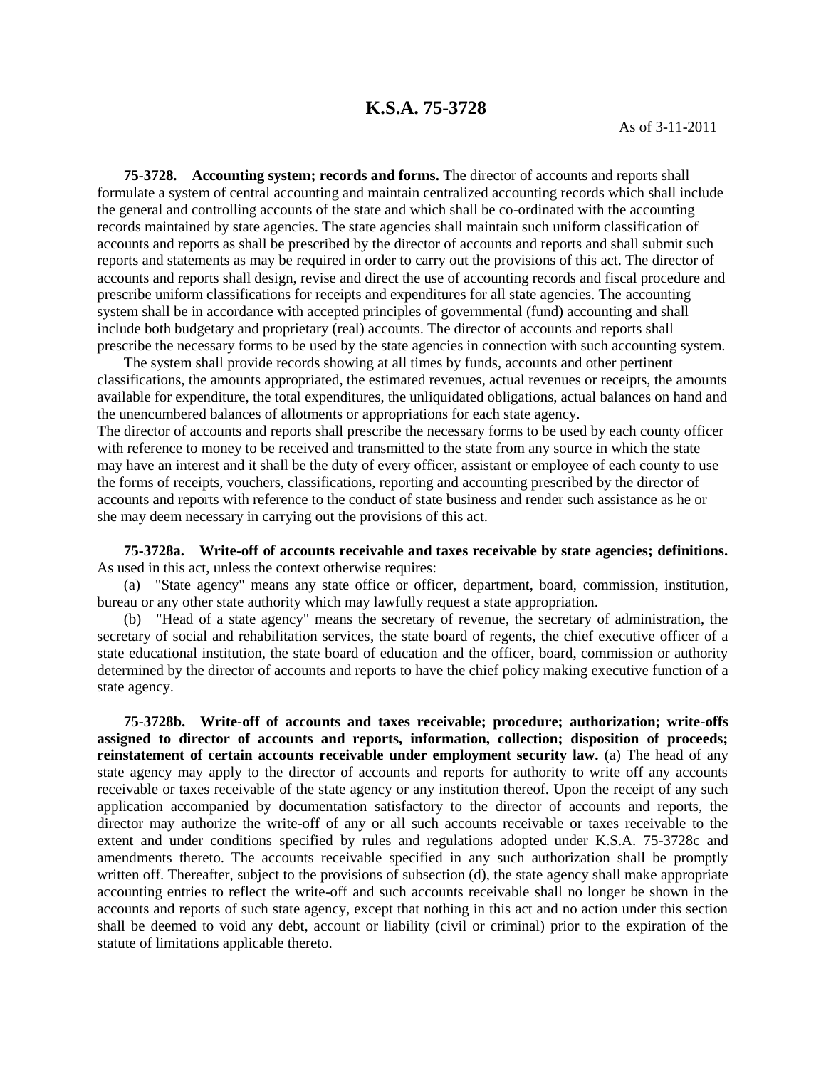# K.S.A. 75-3728

As of 3-11-2011

**75-3728. Accounting system; records and forms.** The director of accounts and reports shall formulate a system of central accounting and maintain centralized accounting records which shall include the general and controlling accounts of the state and which shall be co-ordinated with the accounting records maintained by state agencies. The state agencies shall maintain such uniform classification of accounts and reports as shall be prescribed by the director of accounts and reports and shall submit such reports and statements as may be required in order to carry out the provisions of this act. The director of accounts and reports shall design, revise and direct the use of accounting records and fiscal procedure and prescribe uniform classifications for receipts and expenditures for all state agencies. The accounting system shall be in accordance with accepted principles of governmental (fund) accounting and shall include both budgetary and proprietary (real) accounts. The director of accounts and reports shall prescribe the necessary forms to be used by the state agencies in connection with such accounting system.

The system shall provide records showing at all times by funds, accounts and other pertinent classifications, the amounts appropriated, the estimated revenues, actual revenues or receipts, the amounts available for expenditure, the total expenditures, the unliquidated obligations, actual balances on hand and the unencumbered balances of allotments or appropriations for each state agency.

The director of accounts and reports shall prescribe the necessary forms to be used by each county officer with reference to money to be received and transmitted to the state from any source in which the state may have an interest and it shall be the duty of every officer, assistant or employee of each county to use the forms of receipts, vouchers, classifications, reporting and accounting prescribed by the director of accounts and reports with reference to the conduct of state business and render such assistance as he or she may deem necessary in carrying out the provisions of this act.

**75-3728a. Write-off of accounts receivable and taxes receivable by state agencies; definitions.** As used in this act, unless the context otherwise requires:

(a) "State agency" means any state office or officer, department, board, commission, institution, bureau or any other state authority which may lawfully request a state appropriation.

(b) "Head of a state agency" means the secretary of revenue, the secretary of administration, the secretary of social and rehabilitation services, the state board of regents, the chief executive officer of a state educational institution, the state board of education and the officer, board, commission or authority determined by the director of accounts and reports to have the chief policy making executive function of a state agency.

**75-3728b. Write-off of accounts and taxes receivable; procedure; authorization; write-offs assigned to director of accounts and reports, information, collection; disposition of proceeds; reinstatement of certain accounts receivable under employment security law.** (a) The head of any state agency may apply to the director of accounts and reports for authority to write off any accounts receivable or taxes receivable of the state agency or any institution thereof. Upon the receipt of any such application accompanied by documentation satisfactory to the director of accounts and reports, the director may authorize the write-off of any or all such accounts receivable or taxes receivable to the extent and under conditions specified by rules and regulations adopted under K.S.A. 75-3728c and amendments thereto. The accounts receivable specified in any such authorization shall be promptly written off. Thereafter, subject to the provisions of subsection (d), the state agency shall make appropriate accounting entries to reflect the write-off and such accounts receivable shall no longer be shown in the accounts and reports of such state agency, except that nothing in this act and no action under this section shall be deemed to void any debt, account or liability (civil or criminal) prior to the expiration of the statute of limitations applicable thereto.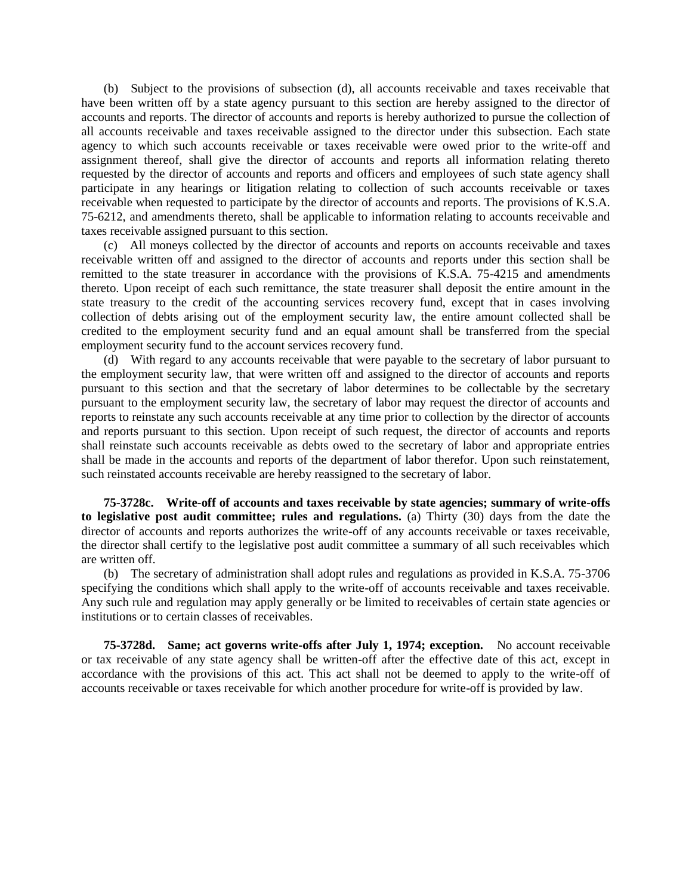(b) Subject to the provisions of subsection (d), all accounts receivable and taxes receivable that have been written off by a state agency pursuant to this section are hereby assigned to the director of accounts and reports. The director of accounts and reports is hereby authorized to pursue the collection of all accounts receivable and taxes receivable assigned to the director under this subsection. Each state agency to which such accounts receivable or taxes receivable were owed prior to the write-off and assignment thereof, shall give the director of accounts and reports all information relating thereto requested by the director of accounts and reports and officers and employees of such state agency shall participate in any hearings or litigation relating to collection of such accounts receivable or taxes receivable when requested to participate by the director of accounts and reports. The provisions of K.S.A. 75-6212, and amendments thereto, shall be applicable to information relating to accounts receivable and taxes receivable assigned pursuant to this section.

(c) All moneys collected by the director of accounts and reports on accounts receivable and taxes receivable written off and assigned to the director of accounts and reports under this section shall be remitted to the state treasurer in accordance with the provisions of K.S.A. 75-4215 and amendments thereto. Upon receipt of each such remittance, the state treasurer shall deposit the entire amount in the state treasury to the credit of the accounting services recovery fund, except that in cases involving collection of debts arising out of the employment security law, the entire amount collected shall be credited to the employment security fund and an equal amount shall be transferred from the special employment security fund to the account services recovery fund.

(d) With regard to any accounts receivable that were payable to the secretary of labor pursuant to the employment security law, that were written off and assigned to the director of accounts and reports pursuant to this section and that the secretary of labor determines to be collectable by the secretary pursuant to the employment security law, the secretary of labor may request the director of accounts and reports to reinstate any such accounts receivable at any time prior to collection by the director of accounts and reports pursuant to this section. Upon receipt of such request, the director of accounts and reports shall reinstate such accounts receivable as debts owed to the secretary of labor and appropriate entries shall be made in the accounts and reports of the department of labor therefor. Upon such reinstatement, such reinstated accounts receivable are hereby reassigned to the secretary of labor.

**75-3728c. Write-off of accounts and taxes receivable by state agencies; summary of write-offs to legislative post audit committee; rules and regulations.** (a) Thirty (30) days from the date the director of accounts and reports authorizes the write-off of any accounts receivable or taxes receivable, the director shall certify to the legislative post audit committee a summary of all such receivables which are written off.

(b) The secretary of administration shall adopt rules and regulations as provided in K.S.A. 75-3706 specifying the conditions which shall apply to the write-off of accounts receivable and taxes receivable. Any such rule and regulation may apply generally or be limited to receivables of certain state agencies or institutions or to certain classes of receivables.

**75-3728d. Same; act governs write-offs after July 1, 1974; exception.** No account receivable or tax receivable of any state agency shall be written-off after the effective date of this act, except in accordance with the provisions of this act. This act shall not be deemed to apply to the write-off of accounts receivable or taxes receivable for which another procedure for write-off is provided by law.